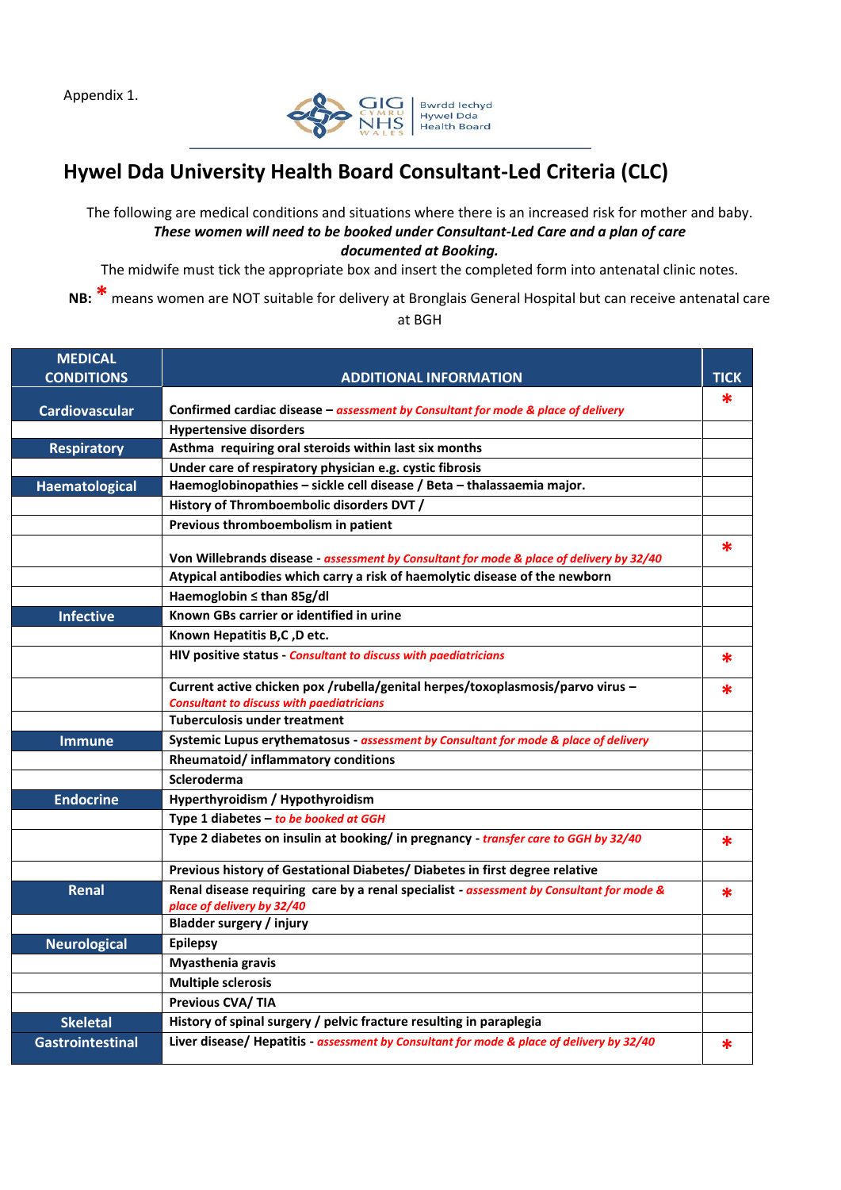Appendix 1.

GIG CYMRU NHS WALES | Bwrdd Iechyd Hywel Dda Health Board

# Hywel Dda University Health Board Consultant-Led Criteria (CLC)

The following are medical conditions and situations where there is an increased risk for mother and baby.

***These women will need to be booked under Consultant-Led Care and a plan of care documented at Booking.***

The midwife must tick the appropriate box and insert the completed form into antenatal clinic notes.

**NB:** * means women are NOT suitable for delivery at Bronglais General Hospital but can receive antenatal care at BGH

| MEDICAL CONDITIONS | ADDITIONAL INFORMATION | TICK |
|---|---|---|
| Cardiovascular | **Confirmed cardiac disease** – *assessment by Consultant for mode & place of delivery* | * |
| | **Hypertensive disorders** | |
| Respiratory | **Asthma requiring oral steroids within last six months** | |
| | **Under care of respiratory physician e.g. cystic fibrosis** | |
| Haematological | **Haemoglobinopathies – sickle cell disease / Beta – thalassaemia major.** | |
| | **History of Thromboembolic disorders DVT /** | |
| | **Previous thromboembolism in patient** | |
| | **Von Willebrands disease** - *assessment by Consultant for mode & place of delivery by 32/40* | * |
| | **Atypical antibodies which carry a risk of haemolytic disease of the newborn** | |
| | **Haemoglobin ≤ than 85g/dl** | |
| Infective | **Known GBs carrier or identified in urine** | |
| | **Known Hepatitis B,C ,D etc.** | |
| | **HIV positive status** - *Consultant to discuss with paediatricians* | * |
| | **Current active chicken pox /rubella/genital herpes/toxoplasmosis/parvo virus** – *Consultant to discuss with paediatricians* | * |
| | **Tuberculosis under treatment** | |
| Immune | **Systemic Lupus erythematosus** - *assessment by Consultant for mode & place of delivery* | |
| | **Rheumatoid/ inflammatory conditions** | |
| | **Scleroderma** | |
| Endocrine | **Hyperthyroidism / Hypothyroidism** | |
| | **Type 1 diabetes** – *to be booked at GGH* | |
| | **Type 2 diabetes on insulin at booking/ in pregnancy** - *transfer care to GGH by 32/40* | * |
| | **Previous history of Gestational Diabetes/ Diabetes in first degree relative** | |
| Renal | **Renal disease requiring care by a renal specialist** - *assessment by Consultant for mode & place of delivery by 32/40* | * |
| | **Bladder surgery / injury** | |
| Neurological | **Epilepsy** | |
| | **Myasthenia gravis** | |
| | **Multiple sclerosis** | |
| | **Previous CVA/ TIA** | |
| Skeletal | **History of spinal surgery / pelvic fracture resulting in paraplegia** | |
| Gastrointestinal | **Liver disease/ Hepatitis** - *assessment by Consultant for mode & place of delivery by 32/40* | * |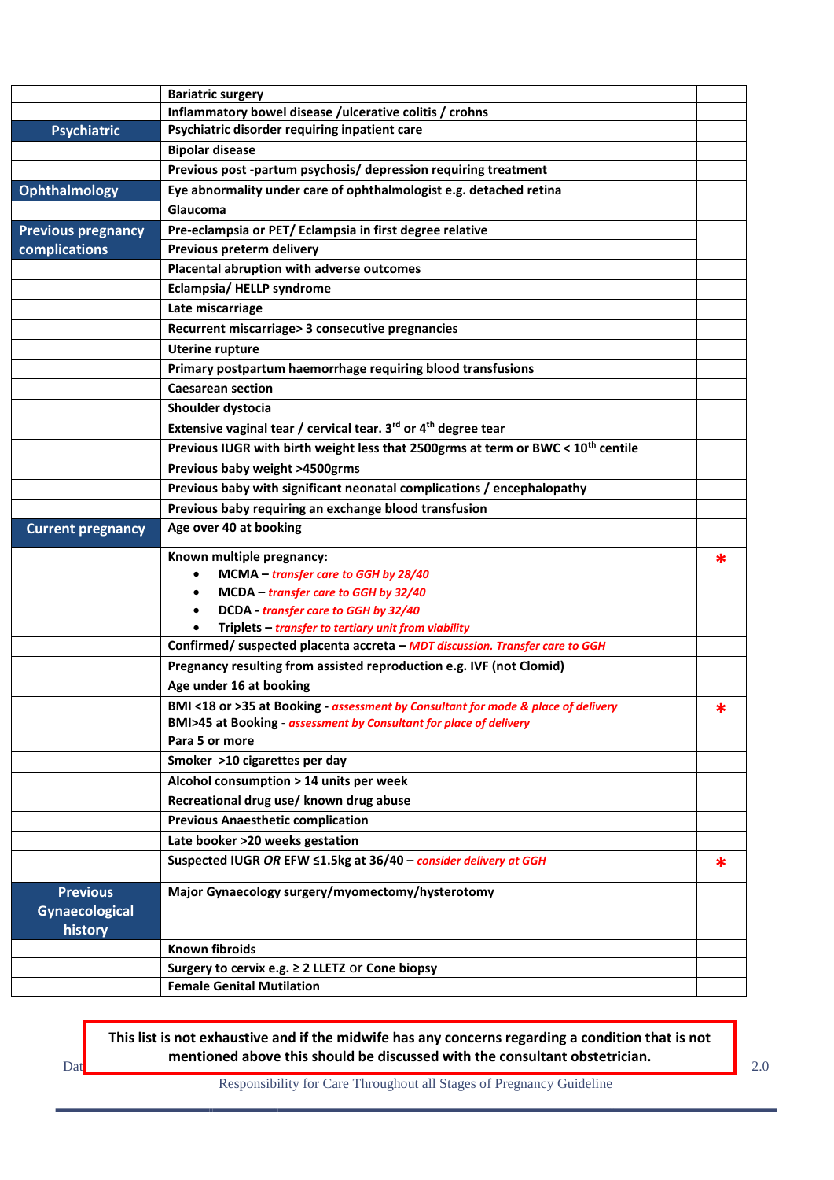| | | |
|---|---|---|
| | Bariatric surgery | |
| | Inflammatory bowel disease /ulcerative colitis / crohns | |
| **Psychiatric** | Psychiatric disorder requiring inpatient care | |
| | Bipolar disease | |
| | Previous post -partum psychosis/ depression requiring treatment | |
| **Ophthalmology** | Eye abnormality under care of ophthalmologist e.g. detached retina | |
| | Glaucoma | |
| **Previous pregnancy complications** | Pre-eclampsia or PET/ Eclampsia in first degree relative | |
| | Previous preterm delivery | |
| | Placental abruption with adverse outcomes | |
| | Eclampsia/ HELLP syndrome | |
| | Late miscarriage | |
| | Recurrent miscarriage> 3 consecutive pregnancies | |
| | Uterine rupture | |
| | Primary postpartum haemorrhage requiring blood transfusions | |
| | Caesarean section | |
| | Shoulder dystocia | |
| | Extensive vaginal tear / cervical tear. 3rd or 4th degree tear | |
| | Previous IUGR with birth weight less that 2500grms at term or BWC < 10th centile | |
| | Previous baby weight >4500grms | |
| | Previous baby with significant neonatal complications / encephalopathy | |
| | Previous baby requiring an exchange blood transfusion | |
| **Current pregnancy** | Age over 40 at booking | |
| | Known multiple pregnancy:<br>• MCMA – *transfer care to GGH by 28/40*<br>• MCDA – *transfer care to GGH by 32/40*<br>• DCDA - *transfer care to GGH by 32/40*<br>• Triplets – *transfer to tertiary unit from viability* | * |
| | Confirmed/ suspected placenta accreta – *MDT discussion. Transfer care to GGH* | |
| | Pregnancy resulting from assisted reproduction e.g. IVF (not Clomid) | |
| | Age under 16 at booking | |
| | BMI <18 or >35 at Booking - *assessment by Consultant for mode & place of delivery*<br>BMI>45 at Booking - *assessment by Consultant for place of delivery* | * |
| | Para 5 or more | |
| | Smoker >10 cigarettes per day | |
| | Alcohol consumption > 14 units per week | |
| | Recreational drug use/ known drug abuse | |
| | Previous Anaesthetic complication | |
| | Late booker >20 weeks gestation | |
| | Suspected IUGR *OR* EFW ≤1.5kg at 36/40 – *consider delivery at GGH* | * |
| **Previous Gynaecological history** | Major Gynaecology surgery/myomectomy/hysterotomy | |
| | Known fibroids | |
| | Surgery to cervix e.g. ≥ 2 LLETZ or Cone biopsy | |
| | Female Genital Mutilation | |

**This list is not exhaustive and if the midwife has any concerns regarding a condition that is not mentioned above this should be discussed with the consultant obstetrician.**